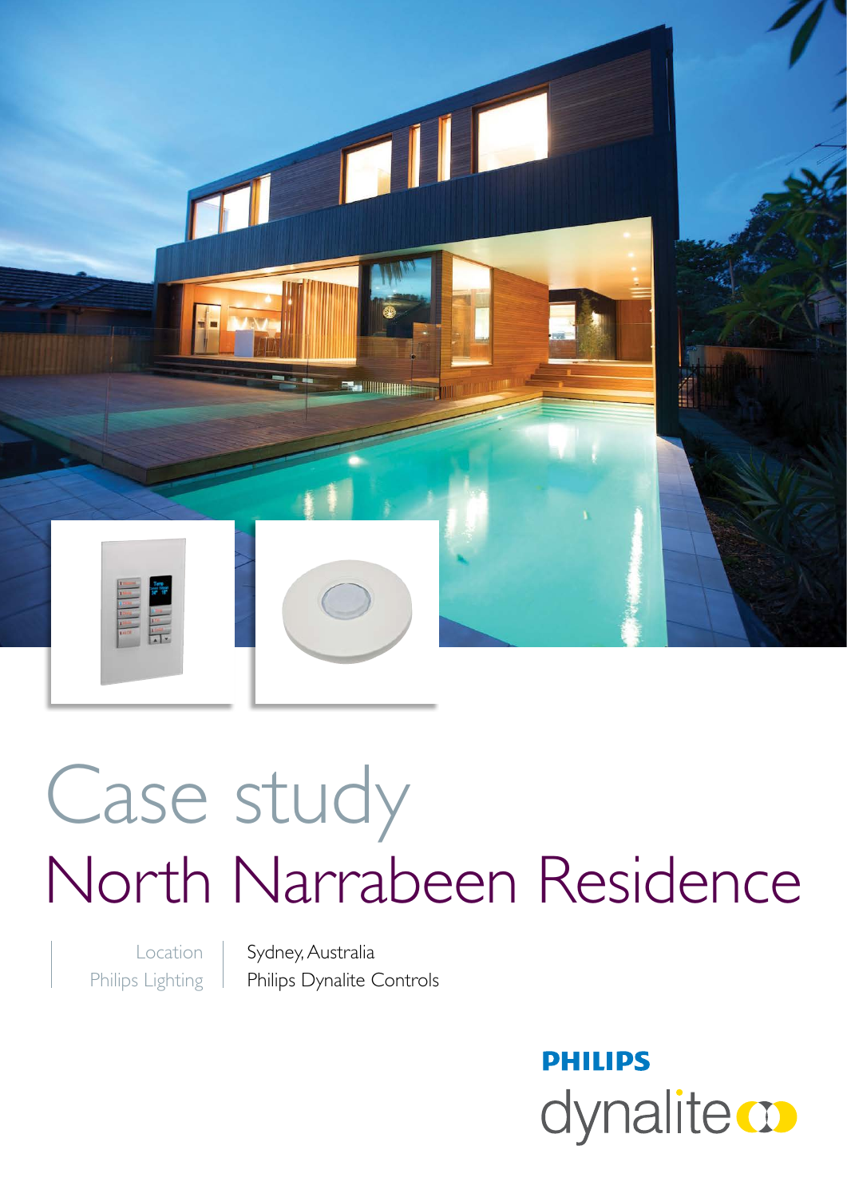# Case study

## North Narrabeen Residence

| Location | Sydney, Australia |
| --- | --- |
| Philips Lighting | Philips Dynalite Controls |

**PHILIPS**

dynalite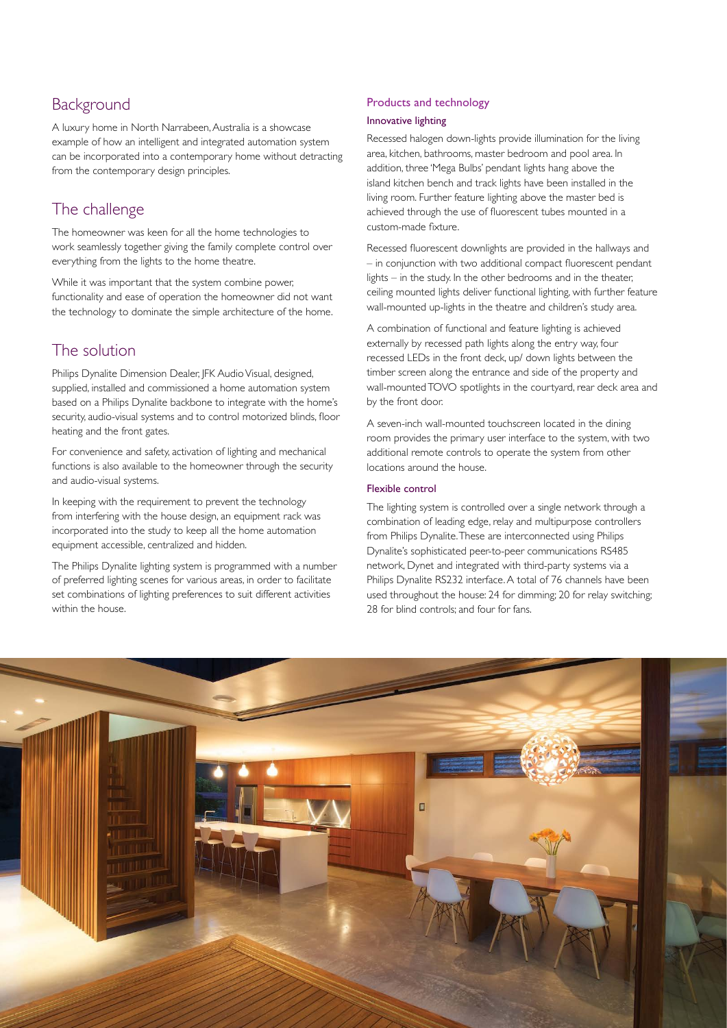## Background

A luxury home in North Narrabeen, Australia is a showcase example of how an intelligent and integrated automation system can be incorporated into a contemporary home without detracting from the contemporary design principles.

## The challenge

The homeowner was keen for all the home technologies to work seamlessly together giving the family complete control over everything from the lights to the home theatre.

While it was important that the system combine power, functionality and ease of operation the homeowner did not want the technology to dominate the simple architecture of the home.

## The solution

Philips Dynalite Dimension Dealer, JFK Audio Visual, designed, supplied, installed and commissioned a home automation system based on a Philips Dynalite backbone to integrate with the home's security, audio-visual systems and to control motorized blinds, floor heating and the front gates.

For convenience and safety, activation of lighting and mechanical functions is also available to the homeowner through the security and audio-visual systems.

In keeping with the requirement to prevent the technology from interfering with the house design, an equipment rack was incorporated into the study to keep all the home automation equipment accessible, centralized and hidden.

The Philips Dynalite lighting system is programmed with a number of preferred lighting scenes for various areas, in order to facilitate set combinations of lighting preferences to suit different activities within the house.

### Products and technology

#### Innovative lighting

Recessed halogen down-lights provide illumination for the living area, kitchen, bathrooms, master bedroom and pool area. In addition, three 'Mega Bulbs' pendant lights hang above the island kitchen bench and track lights have been installed in the living room. Further feature lighting above the master bed is achieved through the use of fluorescent tubes mounted in a custom-made fixture.

Recessed fluorescent downlights are provided in the hallways and – in conjunction with two additional compact fluorescent pendant lights – in the study. In the other bedrooms and in the theater, ceiling mounted lights deliver functional lighting, with further feature wall-mounted up-lights in the theatre and children's study area.

A combination of functional and feature lighting is achieved externally by recessed path lights along the entry way, four recessed LEDs in the front deck, up/ down lights between the timber screen along the entrance and side of the property and wall-mounted TOVO spotlights in the courtyard, rear deck area and by the front door.

A seven-inch wall-mounted touchscreen located in the dining room provides the primary user interface to the system, with two additional remote controls to operate the system from other locations around the house.

#### Flexible control

The lighting system is controlled over a single network through a combination of leading edge, relay and multipurpose controllers from Philips Dynalite. These are interconnected using Philips Dynalite's sophisticated peer-to-peer communications RS485 network, Dynet and integrated with third-party systems via a Philips Dynalite RS232 interface. A total of 76 channels have been used throughout the house: 24 for dimming; 20 for relay switching; 28 for blind controls; and four for fans.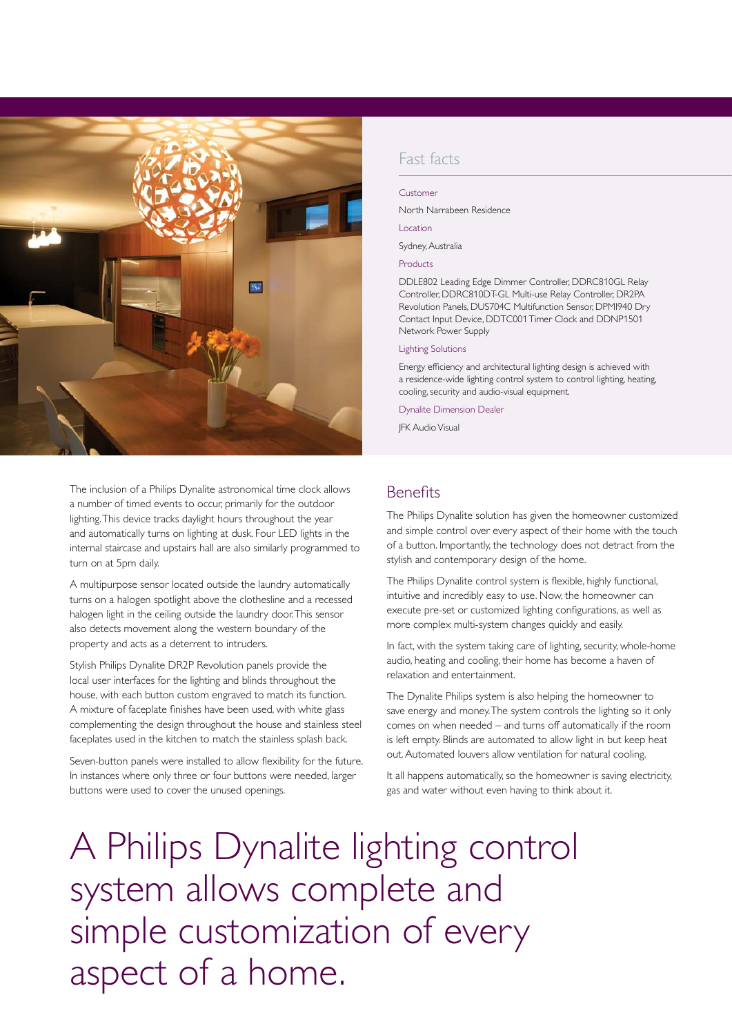## Fast facts

**Customer**

North Narrabeen Residence

**Location**

Sydney, Australia

**Products**

DDLE802 Leading Edge Dimmer Controller, DDRC810GL Relay Controller, DDRC810DT-GL Multi-use Relay Controller, DR2PA Revolution Panels, DUS704C Multifunction Sensor, DPMI940 Dry Contact Input Device, DDTC001 Timer Clock and DDNP1501 Network Power Supply

**Lighting Solutions**

Energy efficiency and architectural lighting design is achieved with a residence-wide lighting control system to control lighting, heating, cooling, security and audio-visual equipment.

**Dynalite Dimension Dealer**

JFK Audio Visual

The inclusion of a Philips Dynalite astronomical time clock allows a number of timed events to occur, primarily for the outdoor lighting. This device tracks daylight hours throughout the year and automatically turns on lighting at dusk. Four LED lights in the internal staircase and upstairs hall are also similarly programmed to turn on at 5pm daily.

A multipurpose sensor located outside the laundry automatically turns on a halogen spotlight above the clothesline and a recessed halogen light in the ceiling outside the laundry door. This sensor also detects movement along the western boundary of the property and acts as a deterrent to intruders.

Stylish Philips Dynalite DR2P Revolution panels provide the local user interfaces for the lighting and blinds throughout the house, with each button custom engraved to match its function. A mixture of faceplate finishes have been used, with white glass complementing the design throughout the house and stainless steel faceplates used in the kitchen to match the stainless splash back.

Seven-button panels were installed to allow flexibility for the future. In instances where only three or four buttons were needed, larger buttons were used to cover the unused openings.

## Benefits

The Philips Dynalite solution has given the homeowner customized and simple control over every aspect of their home with the touch of a button. Importantly, the technology does not detract from the stylish and contemporary design of the home.

The Philips Dynalite control system is flexible, highly functional, intuitive and incredibly easy to use. Now, the homeowner can execute pre-set or customized lighting configurations, as well as more complex multi-system changes quickly and easily.

In fact, with the system taking care of lighting, security, whole-home audio, heating and cooling, their home has become a haven of relaxation and entertainment.

The Dynalite Philips system is also helping the homeowner to save energy and money. The system controls the lighting so it only comes on when needed – and turns off automatically if the room is left empty. Blinds are automated to allow light in but keep heat out. Automated louvers allow ventilation for natural cooling.

It all happens automatically, so the homeowner is saving electricity, gas and water without even having to think about it.

# A Philips Dynalite lighting control system allows complete and simple customization of every aspect of a home.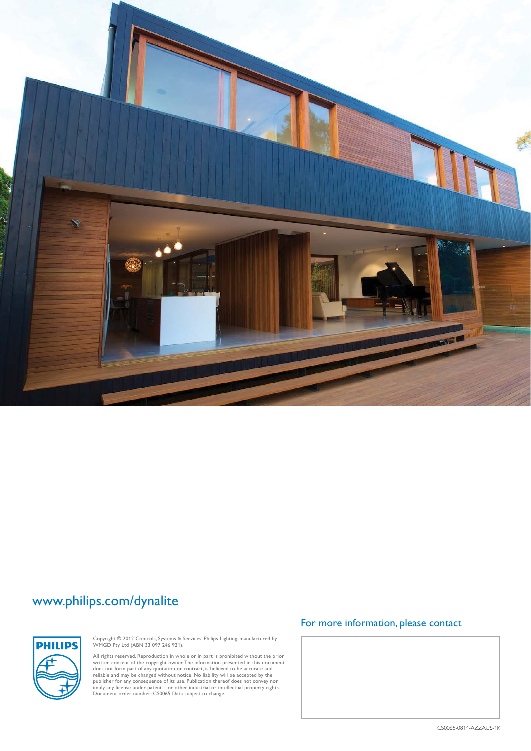www.philips.com/dynalite

Copyright © 2012 Controls, Systems & Services, Philips Lighting, manufactured by WMGD Pty Ltd (ABN 33 097 246 921).

All rights reserved. Reproduction in whole or in part is prohibited without the prior written consent of the copyright owner. The information presented in this document does not form part of any quotation or contract, is believed to be accurate and reliable and may be changed without notice. No liability will be accepted by the publisher for any consequence of its use. Publication thereof does not convey nor imply any license under patent – or other industrial or intellectual property rights. Document order number: CS0065 Data subject to change.

For more information, please contact

CS0065-0814-AZZAUS-1K